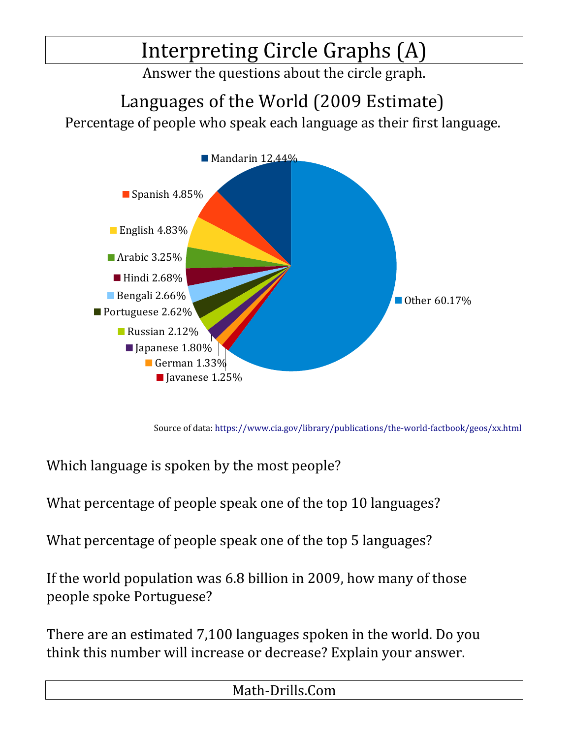# Interpreting Circle Graphs (A)

Answer the questions about the circle graph.

## Languages of the World (2009 Estimate)

Percentage of people who speak each language as their first language.

| Language | Percentage |
|---|---|
| Mandarin | 12.44% |
| Spanish | 4.85% |
| English | 4.83% |
| Arabic | 3.25% |
| Hindi | 2.68% |
| Bengali | 2.66% |
| Portuguese | 2.62% |
| Russian | 2.12% |
| Japanese | 1.80% |
| German | 1.33% |
| Javanese | 1.25% |
| Other | 60.17% |

Source of data: https://www.cia.gov/library/publications/the-world-factbook/geos/xx.html

Which language is spoken by the most people?

What percentage of people speak one of the top 10 languages?

What percentage of people speak one of the top 5 languages?

If the world population was 6.8 billion in 2009, how many of those people spoke Portuguese?

There are an estimated 7,100 languages spoken in the world. Do you think this number will increase or decrease? Explain your answer.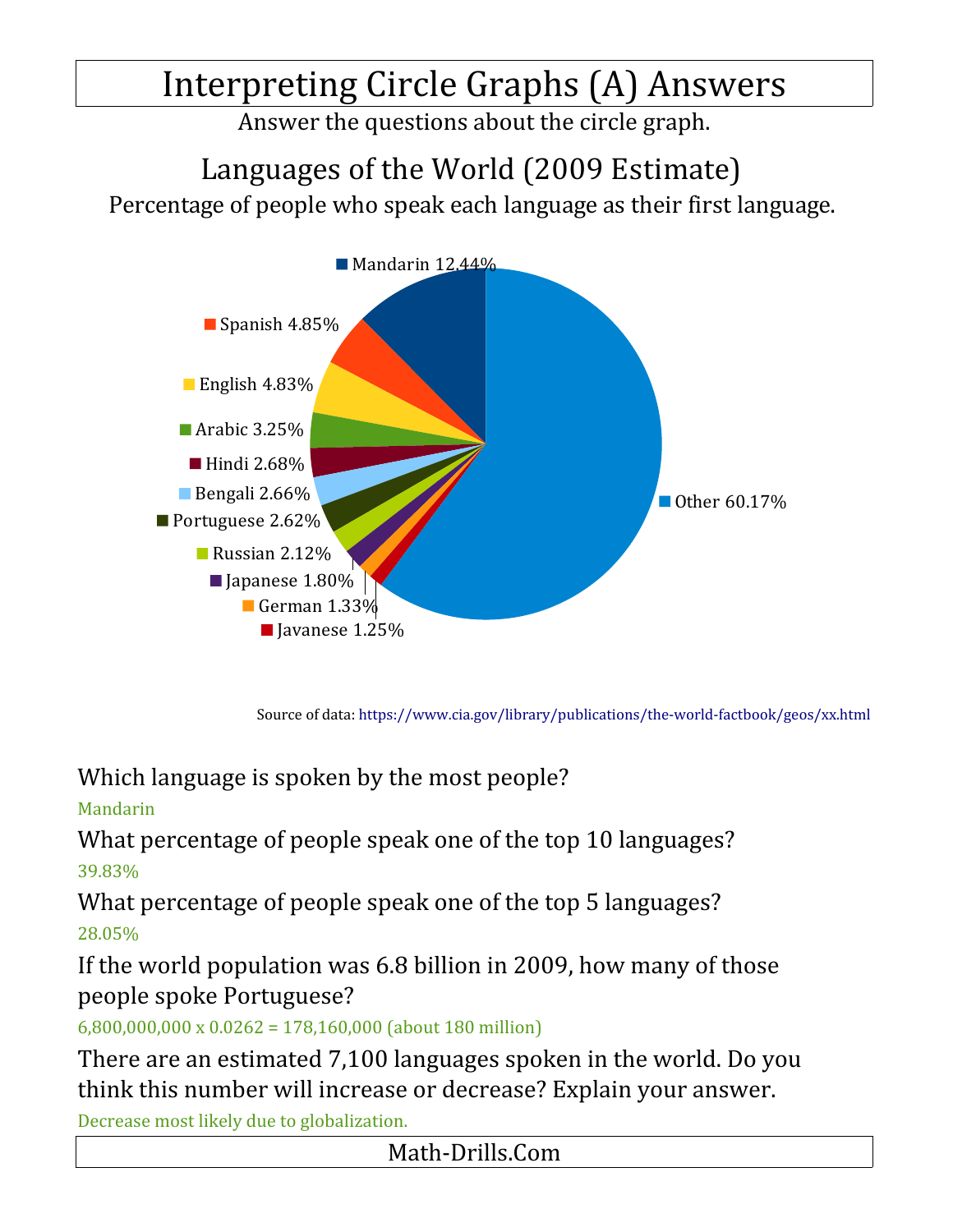# Interpreting Circle Graphs (A) Answers

Answer the questions about the circle graph.

## Languages of the World (2009 Estimate)

Percentage of people who speak each language as their first language.

Mandarin 12.44%
Spanish 4.85%
English 4.83%
Arabic 3.25%
Hindi 2.68%
Bengali 2.66%
Portuguese 2.62%
Russian 2.12%
Japanese 1.80%
German 1.33%
Javanese 1.25%
Other 60.17%

Source of data: https://www.cia.gov/library/publications/the-world-factbook/geos/xx.html

Which language is spoken by the most people?

Mandarin

What percentage of people speak one of the top 10 languages?

39.83%

What percentage of people speak one of the top 5 languages?

28.05%

If the world population was 6.8 billion in 2009, how many of those people spoke Portuguese?

6,800,000,000 x 0.0262 = 178,160,000 (about 180 million)

There are an estimated 7,100 languages spoken in the world. Do you think this number will increase or decrease? Explain your answer.

Decrease most likely due to globalization.